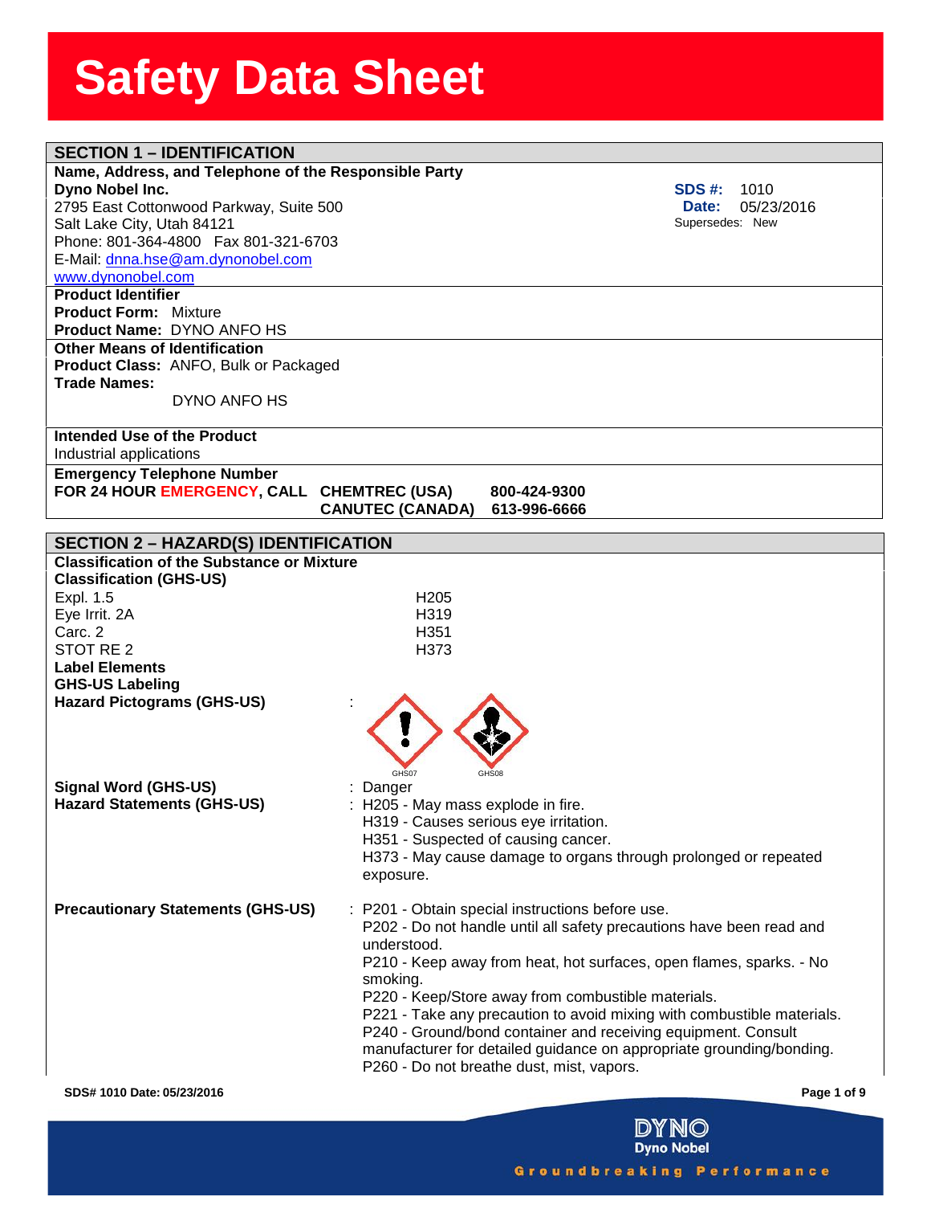# Safety Data Sheet

## SECTION 1 – IDENTIFICATION

**Name, Address, and Telephone of the Responsible Party**

**Dyno Nobel Inc.**
2795 East Cottonwood Parkway, Suite 500
Salt Lake City, Utah 84121
Phone: 801-364-4800 Fax 801-321-6703
E-Mail: dnna.hse@am.dynonobel.com
www.dynonobel.com

**SDS #:** 1010
**Date:** 05/23/2016
Supersedes: New

**Product Identifier**

**Product Form:** Mixture
**Product Name:** DYNO ANFO HS

**Other Means of Identification**

**Product Class:** ANFO, Bulk or Packaged
**Trade Names:**
DYNO ANFO HS

**Intended Use of the Product**

Industrial applications

**Emergency Telephone Number**

**FOR 24 HOUR EMERGENCY, CALL CHEMTREC (USA) 800-424-9300**
**CANUTEC (CANADA) 613-996-6666**

## SECTION 2 – HAZARD(S) IDENTIFICATION

**Classification of the Substance or Mixture**

**Classification (GHS-US)**

| | |
|---|---|
| Expl. 1.5 | H205 |
| Eye Irrit. 2A | H319 |
| Carc. 2 | H351 |
| STOT RE 2 | H373 |

**Label Elements**

**GHS-US Labeling**

**Hazard Pictograms (GHS-US)** :

GHS07 GHS08

**Signal Word (GHS-US)** : Danger

**Hazard Statements (GHS-US)** :
H205 - May mass explode in fire.
H319 - Causes serious eye irritation.
H351 - Suspected of causing cancer.
H373 - May cause damage to organs through prolonged or repeated exposure.

**Precautionary Statements (GHS-US)** :
P201 - Obtain special instructions before use.
P202 - Do not handle until all safety precautions have been read and understood.
P210 - Keep away from heat, hot surfaces, open flames, sparks. - No smoking.
P220 - Keep/Store away from combustible materials.
P221 - Take any precaution to avoid mixing with combustible materials.
P240 - Ground/bond container and receiving equipment. Consult manufacturer for detailed guidance on appropriate grounding/bonding.
P260 - Do not breathe dust, mist, vapors.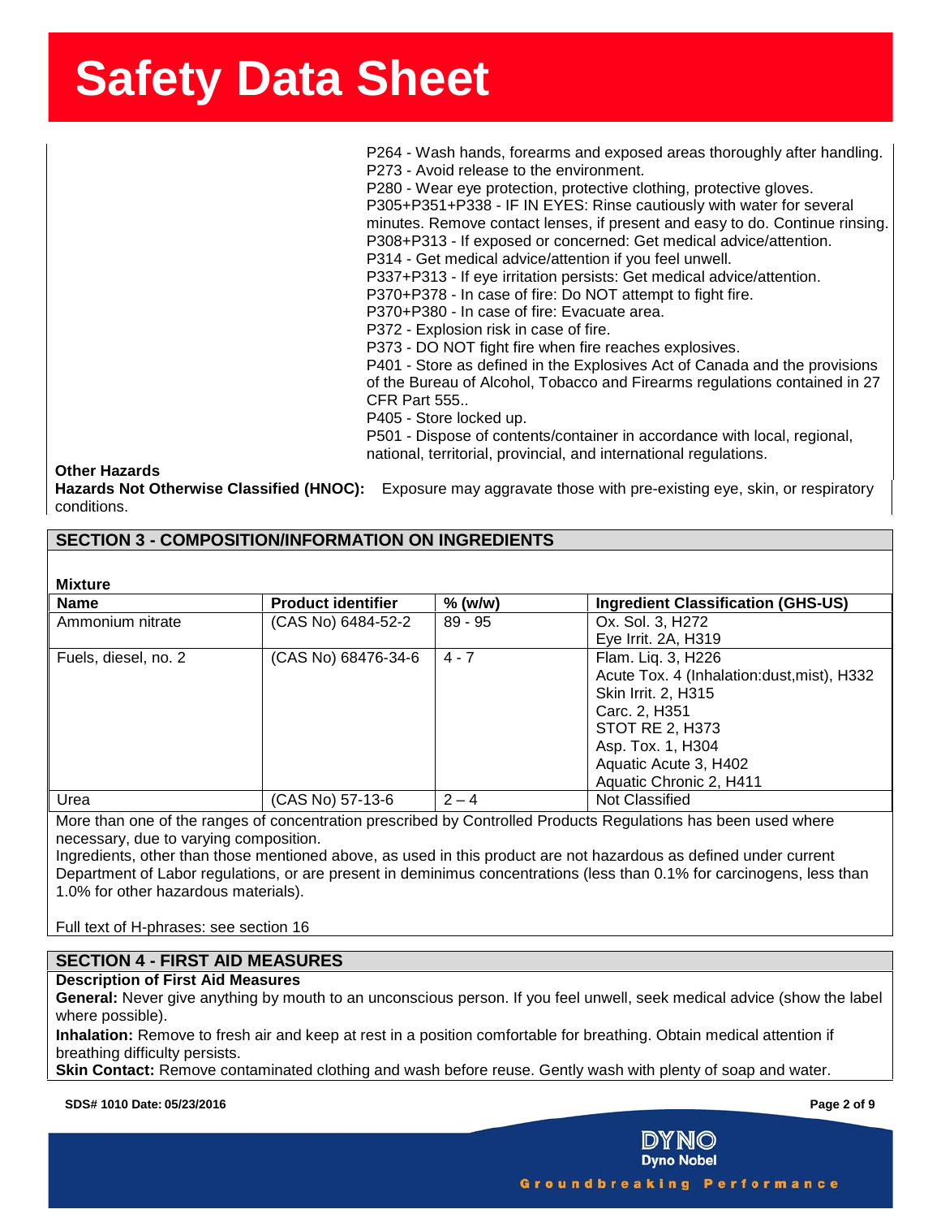P264 - Wash hands, forearms and exposed areas thoroughly after handling.
P273 - Avoid release to the environment.
P280 - Wear eye protection, protective clothing, protective gloves.
P305+P351+P338 - IF IN EYES: Rinse cautiously with water for several minutes. Remove contact lenses, if present and easy to do. Continue rinsing.
P308+P313 - If exposed or concerned: Get medical advice/attention.
P314 - Get medical advice/attention if you feel unwell.
P337+P313 - If eye irritation persists: Get medical advice/attention.
P370+P378 - In case of fire: Do NOT attempt to fight fire.
P370+P380 - In case of fire: Evacuate area.
P372 - Explosion risk in case of fire.
P373 - DO NOT fight fire when fire reaches explosives.
P401 - Store as defined in the Explosives Act of Canada and the provisions of the Bureau of Alcohol, Tobacco and Firearms regulations contained in 27 CFR Part 555..
P405 - Store locked up.
P501 - Dispose of contents/container in accordance with local, regional, national, territorial, provincial, and international regulations.

**Other Hazards**

**Hazards Not Otherwise Classified (HNOC):** Exposure may aggravate those with pre-existing eye, skin, or respiratory conditions.

## SECTION 3 - COMPOSITION/INFORMATION ON INGREDIENTS

**Mixture**

| Name | Product identifier | % (w/w) | Ingredient Classification (GHS-US) |
|---|---|---|---|
| Ammonium nitrate | (CAS No) 6484-52-2 | 89 - 95 | Ox. Sol. 3, H272<br>Eye Irrit. 2A, H319 |
| Fuels, diesel, no. 2 | (CAS No) 68476-34-6 | 4 - 7 | Flam. Liq. 3, H226<br>Acute Tox. 4 (Inhalation:dust,mist), H332<br>Skin Irrit. 2, H315<br>Carc. 2, H351<br>STOT RE 2, H373<br>Asp. Tox. 1, H304<br>Aquatic Acute 3, H402<br>Aquatic Chronic 2, H411 |
| Urea | (CAS No) 57-13-6 | 2 – 4 | Not Classified |

More than one of the ranges of concentration prescribed by Controlled Products Regulations has been used where necessary, due to varying composition.

Ingredients, other than those mentioned above, as used in this product are not hazardous as defined under current Department of Labor regulations, or are present in deminimus concentrations (less than 0.1% for carcinogens, less than 1.0% for other hazardous materials).

Full text of H-phrases: see section 16

## SECTION 4 - FIRST AID MEASURES

**Description of First Aid Measures**

**General:** Never give anything by mouth to an unconscious person. If you feel unwell, seek medical advice (show the label where possible).

**Inhalation:** Remove to fresh air and keep at rest in a position comfortable for breathing. Obtain medical attention if breathing difficulty persists.

**Skin Contact:** Remove contaminated clothing and wash before reuse. Gently wash with plenty of soap and water.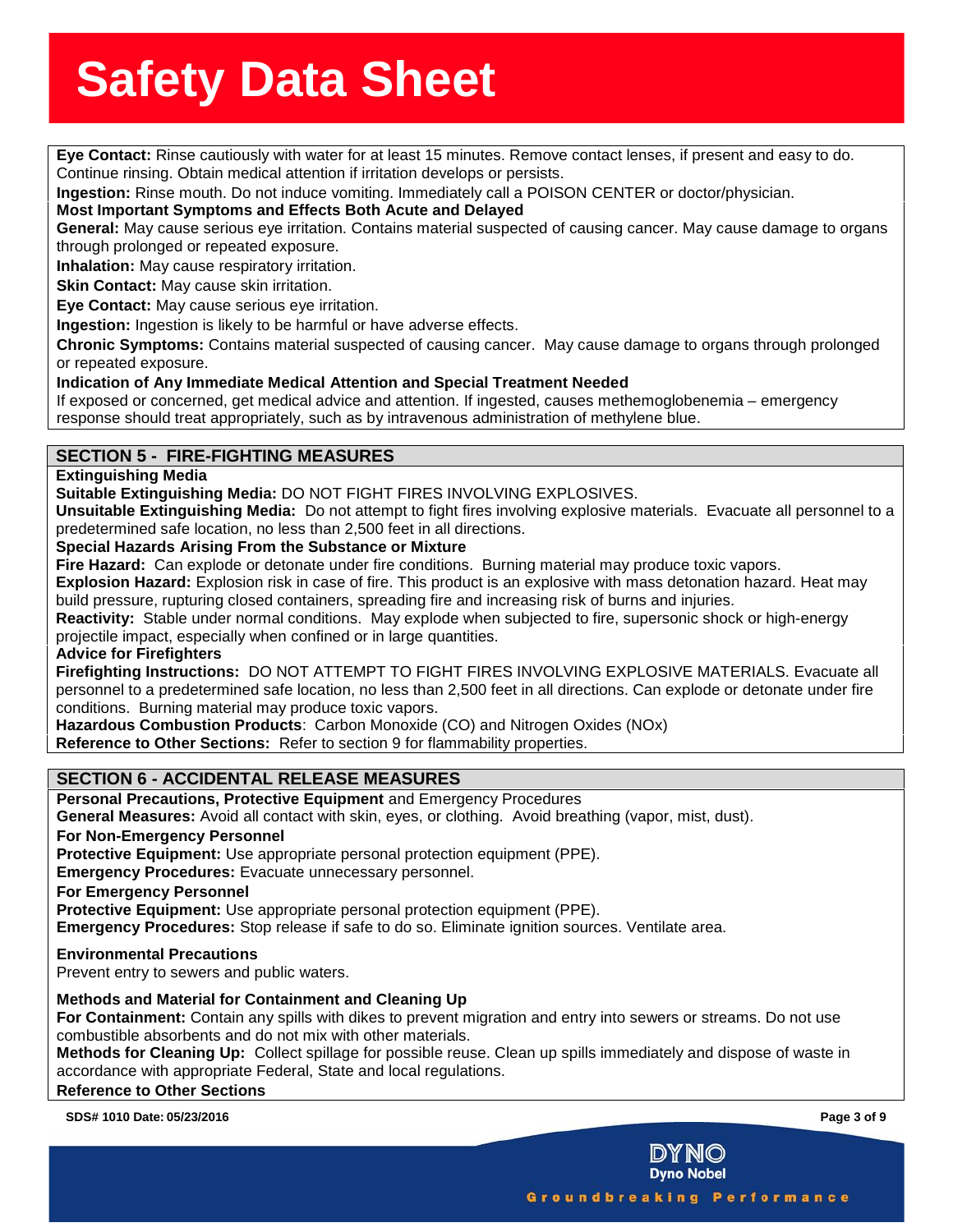**Eye Contact:** Rinse cautiously with water for at least 15 minutes. Remove contact lenses, if present and easy to do. Continue rinsing. Obtain medical attention if irritation develops or persists.

**Ingestion:** Rinse mouth. Do not induce vomiting. Immediately call a POISON CENTER or doctor/physician.

**Most Important Symptoms and Effects Both Acute and Delayed**

**General:** May cause serious eye irritation. Contains material suspected of causing cancer. May cause damage to organs through prolonged or repeated exposure.

**Inhalation:** May cause respiratory irritation.

**Skin Contact:** May cause skin irritation.

**Eye Contact:** May cause serious eye irritation.

**Ingestion:** Ingestion is likely to be harmful or have adverse effects.

**Chronic Symptoms:** Contains material suspected of causing cancer. May cause damage to organs through prolonged or repeated exposure.

**Indication of Any Immediate Medical Attention and Special Treatment Needed**

If exposed or concerned, get medical advice and attention. If ingested, causes methemoglobenemia – emergency response should treat appropriately, such as by intravenous administration of methylene blue.

## SECTION 5 - FIRE-FIGHTING MEASURES

**Extinguishing Media**

**Suitable Extinguishing Media:** DO NOT FIGHT FIRES INVOLVING EXPLOSIVES.

**Unsuitable Extinguishing Media:** Do not attempt to fight fires involving explosive materials. Evacuate all personnel to a predetermined safe location, no less than 2,500 feet in all directions.

**Special Hazards Arising From the Substance or Mixture**

**Fire Hazard:** Can explode or detonate under fire conditions. Burning material may produce toxic vapors.

**Explosion Hazard:** Explosion risk in case of fire. This product is an explosive with mass detonation hazard. Heat may build pressure, rupturing closed containers, spreading fire and increasing risk of burns and injuries.

**Reactivity:** Stable under normal conditions. May explode when subjected to fire, supersonic shock or high-energy projectile impact, especially when confined or in large quantities.

**Advice for Firefighters**

**Firefighting Instructions:** DO NOT ATTEMPT TO FIGHT FIRES INVOLVING EXPLOSIVE MATERIALS. Evacuate all personnel to a predetermined safe location, no less than 2,500 feet in all directions. Can explode or detonate under fire conditions. Burning material may produce toxic vapors.

**Hazardous Combustion Products**: Carbon Monoxide (CO) and Nitrogen Oxides (NOx)

**Reference to Other Sections:** Refer to section 9 for flammability properties.

## SECTION 6 - ACCIDENTAL RELEASE MEASURES

**Personal Precautions, Protective Equipment** and Emergency Procedures

**General Measures:** Avoid all contact with skin, eyes, or clothing. Avoid breathing (vapor, mist, dust).

**For Non-Emergency Personnel**

**Protective Equipment:** Use appropriate personal protection equipment (PPE).

**Emergency Procedures:** Evacuate unnecessary personnel.

**For Emergency Personnel**

**Protective Equipment:** Use appropriate personal protection equipment (PPE).

**Emergency Procedures:** Stop release if safe to do so. Eliminate ignition sources. Ventilate area.

**Environmental Precautions**

Prevent entry to sewers and public waters.

**Methods and Material for Containment and Cleaning Up**

**For Containment:** Contain any spills with dikes to prevent migration and entry into sewers or streams. Do not use combustible absorbents and do not mix with other materials.

**Methods for Cleaning Up:** Collect spillage for possible reuse. Clean up spills immediately and dispose of waste in accordance with appropriate Federal, State and local regulations.

**Reference to Other Sections**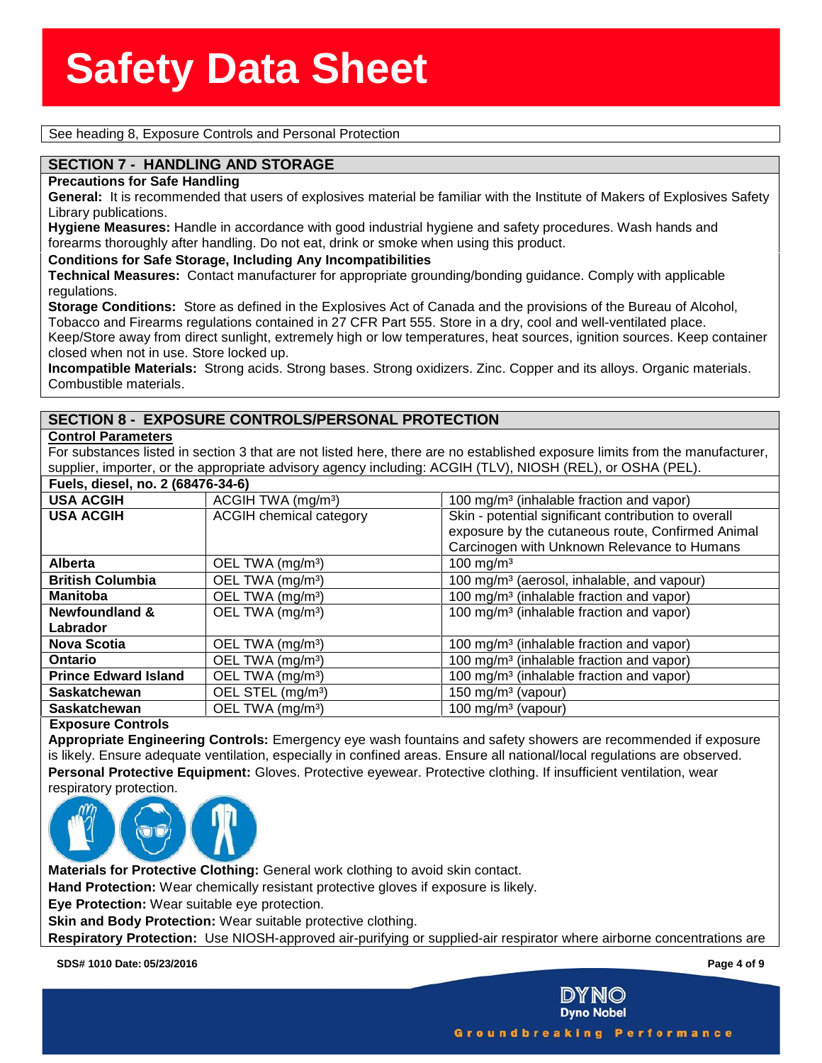See heading 8, Exposure Controls and Personal Protection

## SECTION 7 - HANDLING AND STORAGE

**Precautions for Safe Handling**

**General:** It is recommended that users of explosives material be familiar with the Institute of Makers of Explosives Safety Library publications.

**Hygiene Measures:** Handle in accordance with good industrial hygiene and safety procedures. Wash hands and forearms thoroughly after handling. Do not eat, drink or smoke when using this product.

**Conditions for Safe Storage, Including Any Incompatibilities**

**Technical Measures:** Contact manufacturer for appropriate grounding/bonding guidance. Comply with applicable regulations.

**Storage Conditions:** Store as defined in the Explosives Act of Canada and the provisions of the Bureau of Alcohol, Tobacco and Firearms regulations contained in 27 CFR Part 555. Store in a dry, cool and well-ventilated place. Keep/Store away from direct sunlight, extremely high or low temperatures, heat sources, ignition sources. Keep container closed when not in use. Store locked up.

**Incompatible Materials:** Strong acids. Strong bases. Strong oxidizers. Zinc. Copper and its alloys. Organic materials. Combustible materials.

## SECTION 8 - EXPOSURE CONTROLS/PERSONAL PROTECTION

**Control Parameters**

For substances listed in section 3 that are not listed here, there are no established exposure limits from the manufacturer, supplier, importer, or the appropriate advisory agency including: ACGIH (TLV), NIOSH (REL), or OSHA (PEL).

**Fuels, diesel, no. 2 (68476-34-6)**

| | | |
|---|---|---|
| **USA ACGIH** | ACGIH TWA (mg/m³) | 100 mg/m³ (inhalable fraction and vapor) |
| **USA ACGIH** | ACGIH chemical category | Skin - potential significant contribution to overall exposure by the cutaneous route, Confirmed Animal Carcinogen with Unknown Relevance to Humans |
| **Alberta** | OEL TWA (mg/m³) | 100 mg/m³ |
| **British Columbia** | OEL TWA (mg/m³) | 100 mg/m³ (aerosol, inhalable, and vapour) |
| **Manitoba** | OEL TWA (mg/m³) | 100 mg/m³ (inhalable fraction and vapor) |
| **Newfoundland & Labrador** | OEL TWA (mg/m³) | 100 mg/m³ (inhalable fraction and vapor) |
| **Nova Scotia** | OEL TWA (mg/m³) | 100 mg/m³ (inhalable fraction and vapor) |
| **Ontario** | OEL TWA (mg/m³) | 100 mg/m³ (inhalable fraction and vapor) |
| **Prince Edward Island** | OEL TWA (mg/m³) | 100 mg/m³ (inhalable fraction and vapor) |
| **Saskatchewan** | OEL STEL (mg/m³) | 150 mg/m³ (vapour) |
| **Saskatchewan** | OEL TWA (mg/m³) | 100 mg/m³ (vapour) |

**Exposure Controls**

**Appropriate Engineering Controls:** Emergency eye wash fountains and safety showers are recommended if exposure is likely. Ensure adequate ventilation, especially in confined areas. Ensure all national/local regulations are observed.

**Personal Protective Equipment:** Gloves. Protective eyewear. Protective clothing. If insufficient ventilation, wear respiratory protection.

**Materials for Protective Clothing:** General work clothing to avoid skin contact.

**Hand Protection:** Wear chemically resistant protective gloves if exposure is likely.

**Eye Protection:** Wear suitable eye protection.

**Skin and Body Protection:** Wear suitable protective clothing.

**Respiratory Protection:** Use NIOSH-approved air-purifying or supplied-air respirator where airborne concentrations are

SDS# 1010 Date: 05/23/2016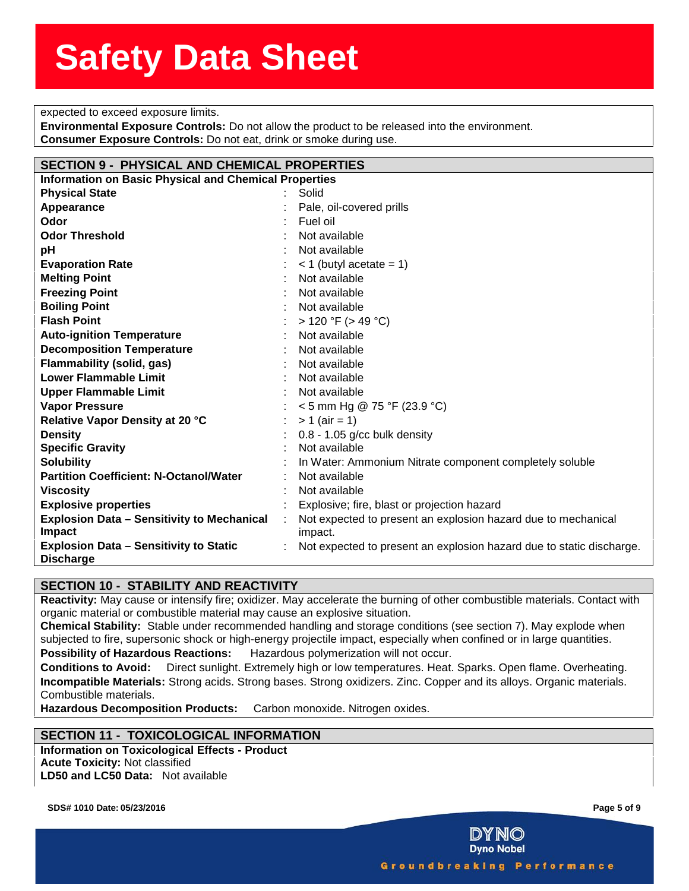expected to exceed exposure limits.

**Environmental Exposure Controls:** Do not allow the product to be released into the environment.

**Consumer Exposure Controls:** Do not eat, drink or smoke during use.

## SECTION 9 - PHYSICAL AND CHEMICAL PROPERTIES

**Information on Basic Physical and Chemical Properties**

| Property | Value |
|---|---|
| **Physical State** | Solid |
| **Appearance** | Pale, oil-covered prills |
| **Odor** | Fuel oil |
| **Odor Threshold** | Not available |
| **pH** | Not available |
| **Evaporation Rate** | < 1 (butyl acetate = 1) |
| **Melting Point** | Not available |
| **Freezing Point** | Not available |
| **Boiling Point** | Not available |
| **Flash Point** | > 120 °F (> 49 °C) |
| **Auto-ignition Temperature** | Not available |
| **Decomposition Temperature** | Not available |
| **Flammability (solid, gas)** | Not available |
| **Lower Flammable Limit** | Not available |
| **Upper Flammable Limit** | Not available |
| **Vapor Pressure** | < 5 mm Hg @ 75 °F (23.9 °C) |
| **Relative Vapor Density at 20 °C** | > 1 (air = 1) |
| **Density** | 0.8 - 1.05 g/cc bulk density |
| **Specific Gravity** | Not available |
| **Solubility** | In Water: Ammonium Nitrate component completely soluble |
| **Partition Coefficient: N-Octanol/Water** | Not available |
| **Viscosity** | Not available |
| **Explosive properties** | Explosive; fire, blast or projection hazard |
| **Explosion Data – Sensitivity to Mechanical Impact** | Not expected to present an explosion hazard due to mechanical impact. |
| **Explosion Data – Sensitivity to Static Discharge** | Not expected to present an explosion hazard due to static discharge. |

## SECTION 10 - STABILITY AND REACTIVITY

**Reactivity:** May cause or intensify fire; oxidizer. May accelerate the burning of other combustible materials. Contact with organic material or combustible material may cause an explosive situation.

**Chemical Stability:** Stable under recommended handling and storage conditions (see section 7). May explode when subjected to fire, supersonic shock or high-energy projectile impact, especially when confined or in large quantities.

**Possibility of Hazardous Reactions:** Hazardous polymerization will not occur.

**Conditions to Avoid:** Direct sunlight. Extremely high or low temperatures. Heat. Sparks. Open flame. Overheating.

**Incompatible Materials:** Strong acids. Strong bases. Strong oxidizers. Zinc. Copper and its alloys. Organic materials. Combustible materials.

**Hazardous Decomposition Products:** Carbon monoxide. Nitrogen oxides.

## SECTION 11 - TOXICOLOGICAL INFORMATION

**Information on Toxicological Effects - Product**

**Acute Toxicity:** Not classified

**LD50 and LC50 Data:** Not available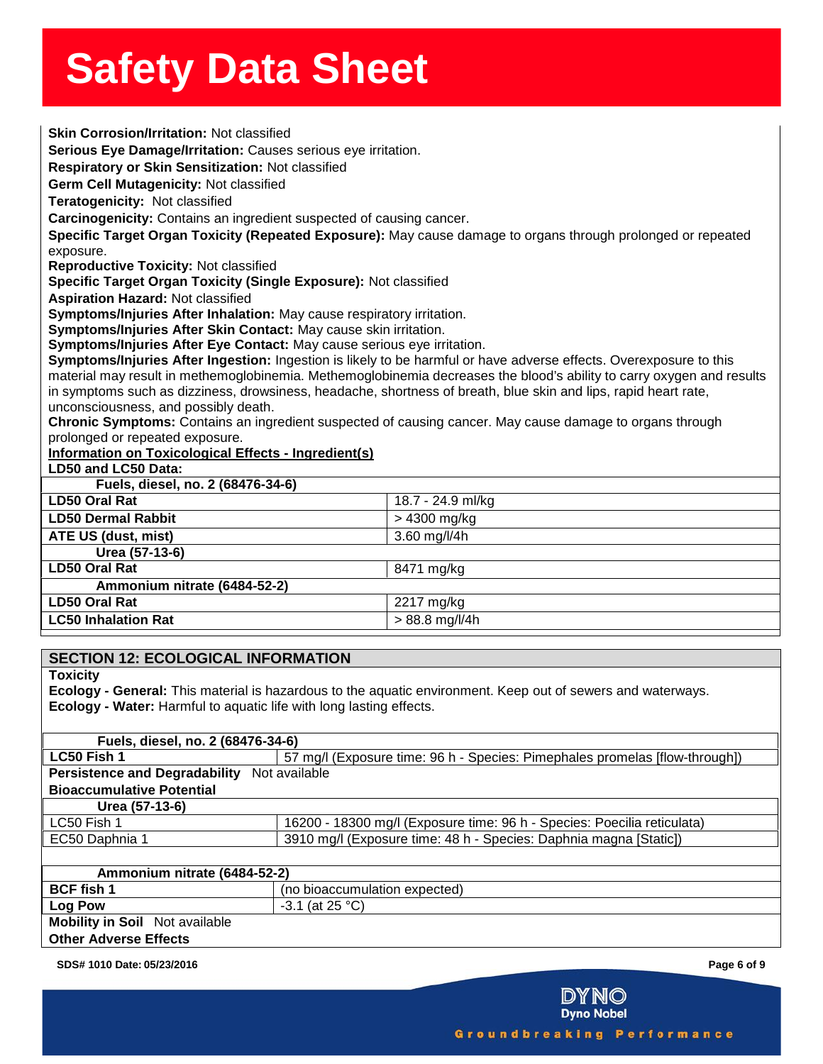**Skin Corrosion/Irritation:** Not classified

**Serious Eye Damage/Irritation:** Causes serious eye irritation.

**Respiratory or Skin Sensitization:** Not classified

**Germ Cell Mutagenicity:** Not classified

**Teratogenicity:** Not classified

**Carcinogenicity:** Contains an ingredient suspected of causing cancer.

**Specific Target Organ Toxicity (Repeated Exposure):** May cause damage to organs through prolonged or repeated exposure.

**Reproductive Toxicity:** Not classified

**Specific Target Organ Toxicity (Single Exposure):** Not classified

**Aspiration Hazard:** Not classified

**Symptoms/Injuries After Inhalation:** May cause respiratory irritation.

**Symptoms/Injuries After Skin Contact:** May cause skin irritation.

**Symptoms/Injuries After Eye Contact:** May cause serious eye irritation.

**Symptoms/Injuries After Ingestion:** Ingestion is likely to be harmful or have adverse effects. Overexposure to this material may result in methemoglobinemia. Methemoglobinemia decreases the blood's ability to carry oxygen and results in symptoms such as dizziness, drowsiness, headache, shortness of breath, blue skin and lips, rapid heart rate, unconsciousness, and possibly death.

**Chronic Symptoms:** Contains an ingredient suspected of causing cancer. May cause damage to organs through prolonged or repeated exposure.

**Information on Toxicological Effects - Ingredient(s)**

**LD50 and LC50 Data:**

| **Fuels, diesel, no. 2 (68476-34-6)** | |
|---|---|
| **LD50 Oral Rat** | 18.7 - 24.9 ml/kg |
| **LD50 Dermal Rabbit** | > 4300 mg/kg |
| **ATE US (dust, mist)** | 3.60 mg/l/4h |
| **Urea (57-13-6)** | |
| **LD50 Oral Rat** | 8471 mg/kg |
| **Ammonium nitrate (6484-52-2)** | |
| **LD50 Oral Rat** | 2217 mg/kg |
| **LC50 Inhalation Rat** | > 88.8 mg/l/4h |

## SECTION 12: ECOLOGICAL INFORMATION

**Toxicity**

**Ecology - General:** This material is hazardous to the aquatic environment. Keep out of sewers and waterways.

**Ecology - Water:** Harmful to aquatic life with long lasting effects.

| **Fuels, diesel, no. 2 (68476-34-6)** | |
|---|---|
| **LC50 Fish 1** | 57 mg/l (Exposure time: 96 h - Species: Pimephales promelas [flow-through]) |

**Persistence and Degradability** Not available

**Bioaccumulative Potential**

| **Urea (57-13-6)** | |
|---|---|
| LC50 Fish 1 | 16200 - 18300 mg/l (Exposure time: 96 h - Species: Poecilia reticulata) |
| EC50 Daphnia 1 | 3910 mg/l (Exposure time: 48 h - Species: Daphnia magna [Static]) |

| **Ammonium nitrate (6484-52-2)** | |
|---|---|
| **BCF fish 1** | (no bioaccumulation expected) |
| **Log Pow** | -3.1 (at 25 °C) |

**Mobility in Soil** Not available

**Other Adverse Effects**

SDS# 1010 Date: 05/23/2016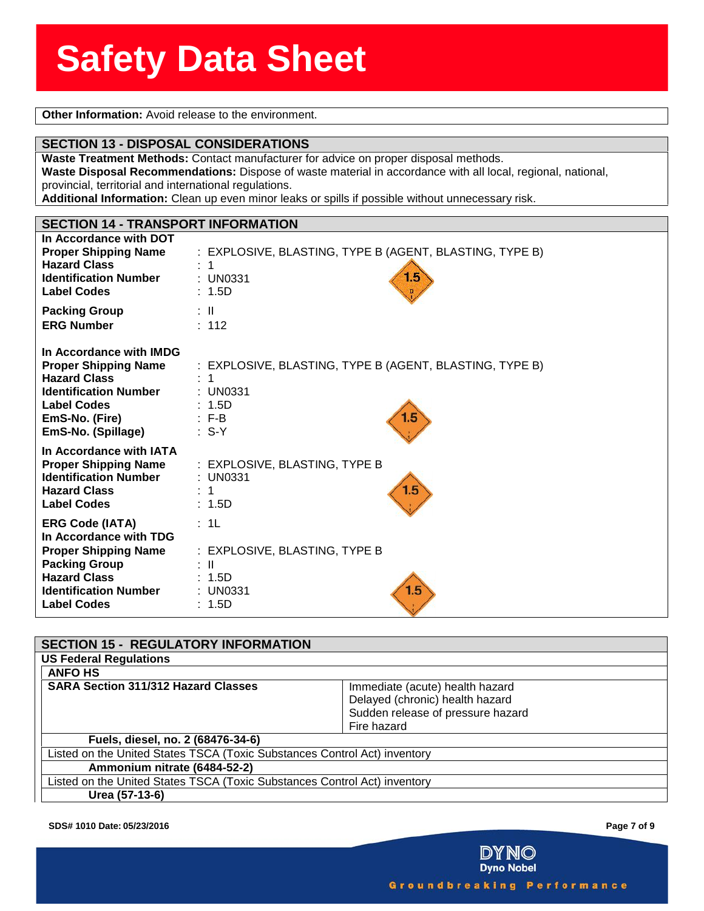**Other Information:** Avoid release to the environment.

## SECTION 13 - DISPOSAL CONSIDERATIONS

**Waste Treatment Methods:** Contact manufacturer for advice on proper disposal methods.
**Waste Disposal Recommendations:** Dispose of waste material in accordance with all local, regional, national, provincial, territorial and international regulations.
**Additional Information:** Clean up even minor leaks or spills if possible without unnecessary risk.

## SECTION 14 - TRANSPORT INFORMATION

**In Accordance with DOT**

| | |
|---|---|
| **Proper Shipping Name** | : EXPLOSIVE, BLASTING, TYPE B (AGENT, BLASTING, TYPE B) |
| **Hazard Class** | : 1 |
| **Identification Number** | : UN0331 |
| **Label Codes** | : 1.5D |
| **Packing Group** | : II |
| **ERG Number** | : 112 |

**In Accordance with IMDG**

| | |
|---|---|
| **Proper Shipping Name** | : EXPLOSIVE, BLASTING, TYPE B (AGENT, BLASTING, TYPE B) |
| **Hazard Class** | : 1 |
| **Identification Number** | : UN0331 |
| **Label Codes** | : 1.5D |
| **EmS-No. (Fire)** | : F-B |
| **EmS-No. (Spillage)** | : S-Y |

**In Accordance with IATA**

| | |
|---|---|
| **Proper Shipping Name** | : EXPLOSIVE, BLASTING, TYPE B |
| **Identification Number** | : UN0331 |
| **Hazard Class** | : 1 |
| **Label Codes** | : 1.5D |
| **ERG Code (IATA)** | : 1L |

**In Accordance with TDG**

| | |
|---|---|
| **Proper Shipping Name** | : EXPLOSIVE, BLASTING, TYPE B |
| **Packing Group** | : II |
| **Hazard Class** | : 1.5D |
| **Identification Number** | : UN0331 |
| **Label Codes** | : 1.5D |

## SECTION 15 - REGULATORY INFORMATION

**US Federal Regulations**

**ANFO HS**

| **SARA Section 311/312 Hazard Classes** | Immediate (acute) health hazard<br>Delayed (chronic) health hazard<br>Sudden release of pressure hazard<br>Fire hazard |
|---|---|

**Fuels, diesel, no. 2 (68476-34-6)**

Listed on the United States TSCA (Toxic Substances Control Act) inventory

**Ammonium nitrate (6484-52-2)**

Listed on the United States TSCA (Toxic Substances Control Act) inventory

**Urea (57-13-6)**

SDS# 1010 Date: 05/23/2016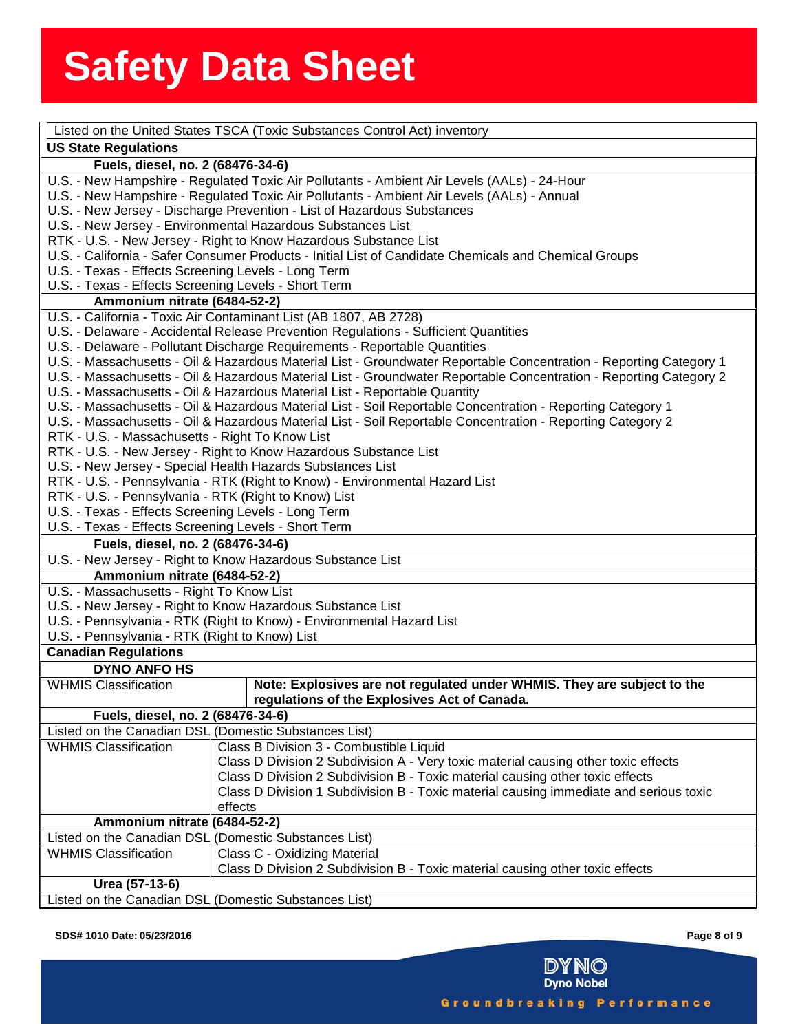Listed on the United States TSCA (Toxic Substances Control Act) inventory

**US State Regulations**

**Fuels, diesel, no. 2 (68476-34-6)**

U.S. - New Hampshire - Regulated Toxic Air Pollutants - Ambient Air Levels (AALs) - 24-Hour
U.S. - New Hampshire - Regulated Toxic Air Pollutants - Ambient Air Levels (AALs) - Annual
U.S. - New Jersey - Discharge Prevention - List of Hazardous Substances
U.S. - New Jersey - Environmental Hazardous Substances List
RTK - U.S. - New Jersey - Right to Know Hazardous Substance List
U.S. - California - Safer Consumer Products - Initial List of Candidate Chemicals and Chemical Groups
U.S. - Texas - Effects Screening Levels - Long Term
U.S. - Texas - Effects Screening Levels - Short Term

**Ammonium nitrate (6484-52-2)**

U.S. - California - Toxic Air Contaminant List (AB 1807, AB 2728)
U.S. - Delaware - Accidental Release Prevention Regulations - Sufficient Quantities
U.S. - Delaware - Pollutant Discharge Requirements - Reportable Quantities
U.S. - Massachusetts - Oil & Hazardous Material List - Groundwater Reportable Concentration - Reporting Category 1
U.S. - Massachusetts - Oil & Hazardous Material List - Groundwater Reportable Concentration - Reporting Category 2
U.S. - Massachusetts - Oil & Hazardous Material List - Reportable Quantity
U.S. - Massachusetts - Oil & Hazardous Material List - Soil Reportable Concentration - Reporting Category 1
U.S. - Massachusetts - Oil & Hazardous Material List - Soil Reportable Concentration - Reporting Category 2
RTK - U.S. - Massachusetts - Right To Know List
RTK - U.S. - New Jersey - Right to Know Hazardous Substance List
U.S. - New Jersey - Special Health Hazards Substances List
RTK - U.S. - Pennsylvania - RTK (Right to Know) - Environmental Hazard List
RTK - U.S. - Pennsylvania - RTK (Right to Know) List
U.S. - Texas - Effects Screening Levels - Long Term
U.S. - Texas - Effects Screening Levels - Short Term

**Fuels, diesel, no. 2 (68476-34-6)**

U.S. - New Jersey - Right to Know Hazardous Substance List

**Ammonium nitrate (6484-52-2)**

U.S. - Massachusetts - Right To Know List
U.S. - New Jersey - Right to Know Hazardous Substance List
U.S. - Pennsylvania - RTK (Right to Know) - Environmental Hazard List
U.S. - Pennsylvania - RTK (Right to Know) List

**Canadian Regulations**

**DYNO ANFO HS**

| WHMIS Classification | **Note: Explosives are not regulated under WHMIS. They are subject to the regulations of the Explosives Act of Canada.** |
|---|---|

**Fuels, diesel, no. 2 (68476-34-6)**

Listed on the Canadian DSL (Domestic Substances List)

| WHMIS Classification | Class B Division 3 - Combustible Liquid<br>Class D Division 2 Subdivision A - Very toxic material causing other toxic effects<br>Class D Division 2 Subdivision B - Toxic material causing other toxic effects<br>Class D Division 1 Subdivision B - Toxic material causing immediate and serious toxic effects |
|---|---|

**Ammonium nitrate (6484-52-2)**

Listed on the Canadian DSL (Domestic Substances List)

| WHMIS Classification | Class C - Oxidizing Material<br>Class D Division 2 Subdivision B - Toxic material causing other toxic effects |
|---|---|

**Urea (57-13-6)**

Listed on the Canadian DSL (Domestic Substances List)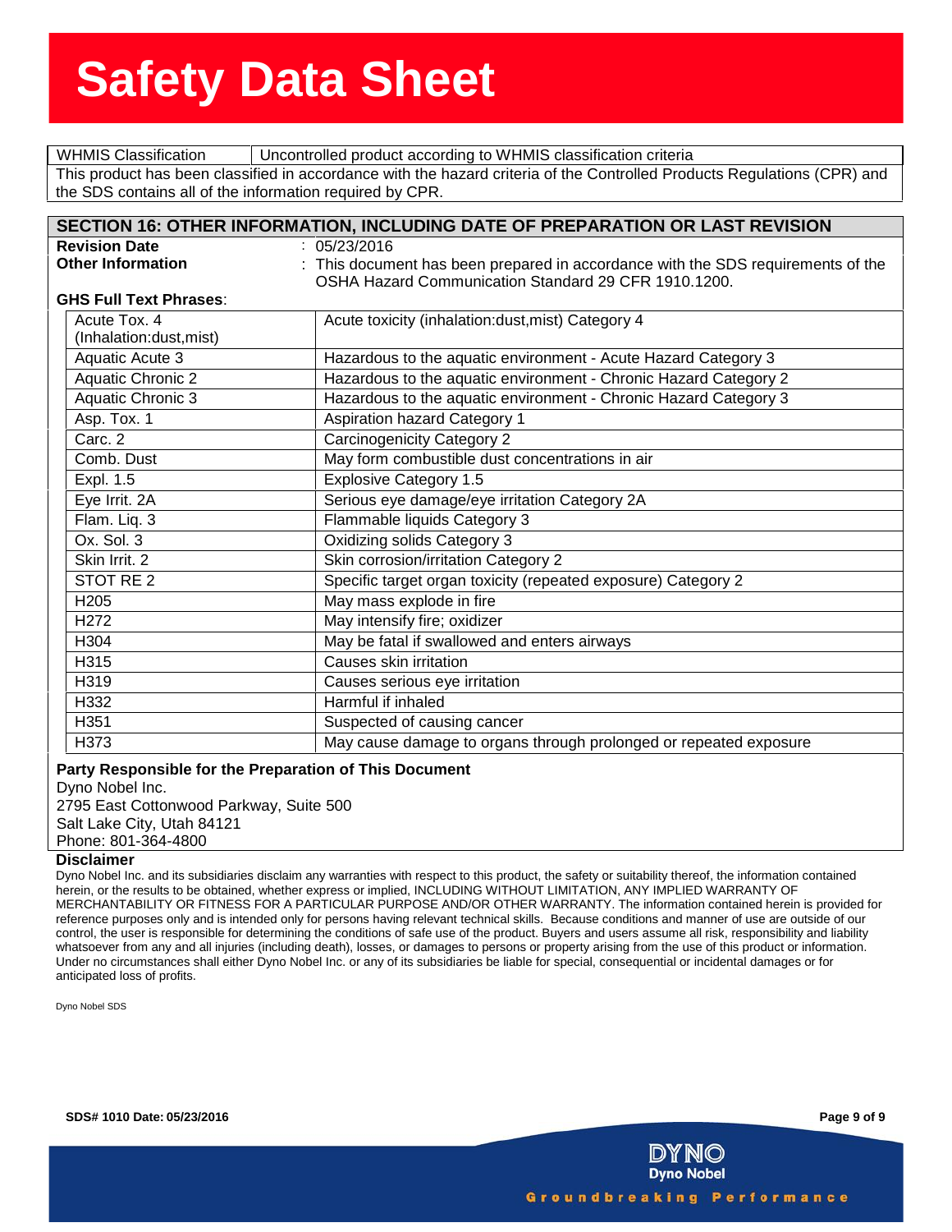# Safety Data Sheet

| | |
|---|---|
| WHMIS Classification | Uncontrolled product according to WHMIS classification criteria |

This product has been classified in accordance with the hazard criteria of the Controlled Products Regulations (CPR) and the SDS contains all of the information required by CPR.

## SECTION 16: OTHER INFORMATION, INCLUDING DATE OF PREPARATION OR LAST REVISION

**Revision Date** : 05/23/2016

**Other Information** : This document has been prepared in accordance with the SDS requirements of the OSHA Hazard Communication Standard 29 CFR 1910.1200.

**GHS Full Text Phrases**:

| | |
|---|---|
| Acute Tox. 4 (Inhalation:dust,mist) | Acute toxicity (inhalation:dust,mist) Category 4 |
| Aquatic Acute 3 | Hazardous to the aquatic environment - Acute Hazard Category 3 |
| Aquatic Chronic 2 | Hazardous to the aquatic environment - Chronic Hazard Category 2 |
| Aquatic Chronic 3 | Hazardous to the aquatic environment - Chronic Hazard Category 3 |
| Asp. Tox. 1 | Aspiration hazard Category 1 |
| Carc. 2 | Carcinogenicity Category 2 |
| Comb. Dust | May form combustible dust concentrations in air |
| Expl. 1.5 | Explosive Category 1.5 |
| Eye Irrit. 2A | Serious eye damage/eye irritation Category 2A |
| Flam. Liq. 3 | Flammable liquids Category 3 |
| Ox. Sol. 3 | Oxidizing solids Category 3 |
| Skin Irrit. 2 | Skin corrosion/irritation Category 2 |
| STOT RE 2 | Specific target organ toxicity (repeated exposure) Category 2 |
| H205 | May mass explode in fire |
| H272 | May intensify fire; oxidizer |
| H304 | May be fatal if swallowed and enters airways |
| H315 | Causes skin irritation |
| H319 | Causes serious eye irritation |
| H332 | Harmful if inhaled |
| H351 | Suspected of causing cancer |
| H373 | May cause damage to organs through prolonged or repeated exposure |

**Party Responsible for the Preparation of This Document**

Dyno Nobel Inc.
2795 East Cottonwood Parkway, Suite 500
Salt Lake City, Utah 84121
Phone: 801-364-4800

**Disclaimer**

Dyno Nobel Inc. and its subsidiaries disclaim any warranties with respect to this product, the safety or suitability thereof, the information contained herein, or the results to be obtained, whether express or implied, INCLUDING WITHOUT LIMITATION, ANY IMPLIED WARRANTY OF MERCHANTABILITY OR FITNESS FOR A PARTICULAR PURPOSE AND/OR OTHER WARRANTY. The information contained herein is provided for reference purposes only and is intended only for persons having relevant technical skills. Because conditions and manner of use are outside of our control, the user is responsible for determining the conditions of safe use of the product. Buyers and users assume all risk, responsibility and liability whatsoever from any and all injuries (including death), losses, or damages to persons or property arising from the use of this product or information. Under no circumstances shall either Dyno Nobel Inc. or any of its subsidiaries be liable for special, consequential or incidental damages or for anticipated loss of profits.

Dyno Nobel SDS

SDS# 1010 Date: 05/23/2016